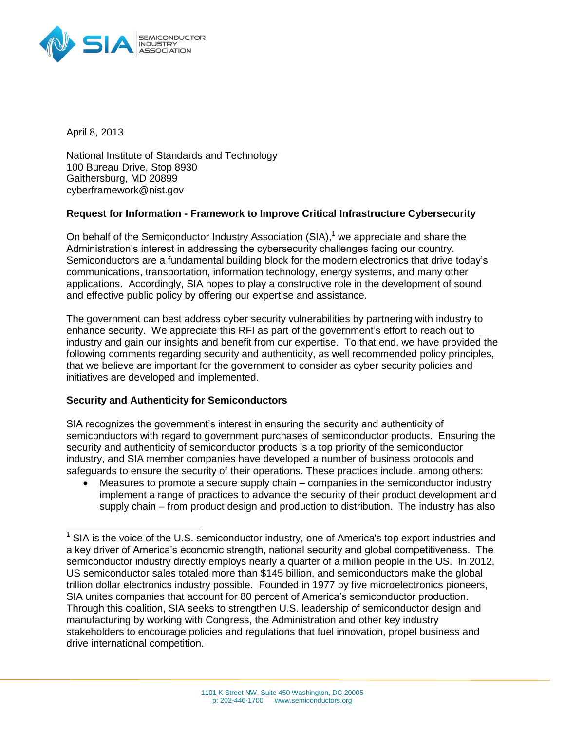SIA SEMICONDUCTOR INDUSTRY ASSOCIATION

April 8, 2013

National Institute of Standards and Technology
100 Bureau Drive, Stop 8930
Gaithersburg, MD 20899
cyberframework@nist.gov

**Request for Information - Framework to Improve Critical Infrastructure Cybersecurity**

On behalf of the Semiconductor Industry Association (SIA),[1] we appreciate and share the Administration's interest in addressing the cybersecurity challenges facing our country. Semiconductors are a fundamental building block for the modern electronics that drive today's communications, transportation, information technology, energy systems, and many other applications. Accordingly, SIA hopes to play a constructive role in the development of sound and effective public policy by offering our expertise and assistance.

The government can best address cyber security vulnerabilities by partnering with industry to enhance security. We appreciate this RFI as part of the government's effort to reach out to industry and gain our insights and benefit from our expertise. To that end, we have provided the following comments regarding security and authenticity, as well recommended policy principles, that we believe are important for the government to consider as cyber security policies and initiatives are developed and implemented.

**Security and Authenticity for Semiconductors**

SIA recognizes the government's interest in ensuring the security and authenticity of semiconductors with regard to government purchases of semiconductor products. Ensuring the security and authenticity of semiconductor products is a top priority of the semiconductor industry, and SIA member companies have developed a number of business protocols and safeguards to ensure the security of their operations. These practices include, among others:

- Measures to promote a secure supply chain – companies in the semiconductor industry implement a range of practices to advance the security of their product development and supply chain – from product design and production to distribution. The industry has also

[1] SIA is the voice of the U.S. semiconductor industry, one of America's top export industries and a key driver of America's economic strength, national security and global competitiveness. The semiconductor industry directly employs nearly a quarter of a million people in the US. In 2012, US semiconductor sales totaled more than $145 billion, and semiconductors make the global trillion dollar electronics industry possible. Founded in 1977 by five microelectronics pioneers, SIA unites companies that account for 80 percent of America's semiconductor production. Through this coalition, SIA seeks to strengthen U.S. leadership of semiconductor design and manufacturing by working with Congress, the Administration and other key industry stakeholders to encourage policies and regulations that fuel innovation, propel business and drive international competition.

1101 K Street NW, Suite 450 Washington, DC 20005
p: 202-446-1700 www.semiconductors.org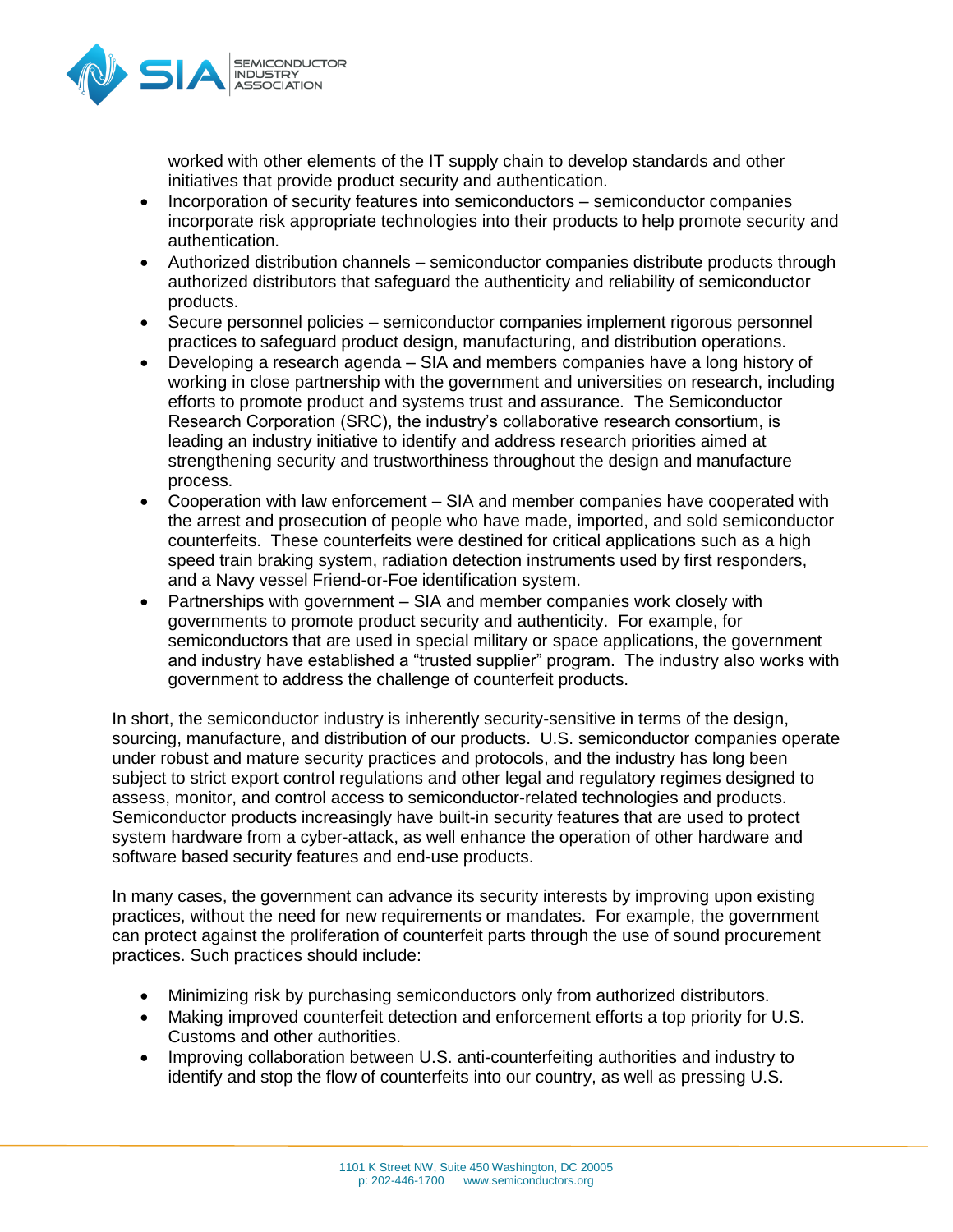worked with other elements of the IT supply chain to develop standards and other initiatives that provide product security and authentication.

- Incorporation of security features into semiconductors – semiconductor companies incorporate risk appropriate technologies into their products to help promote security and authentication.
- Authorized distribution channels – semiconductor companies distribute products through authorized distributors that safeguard the authenticity and reliability of semiconductor products.
- Secure personnel policies – semiconductor companies implement rigorous personnel practices to safeguard product design, manufacturing, and distribution operations.
- Developing a research agenda – SIA and members companies have a long history of working in close partnership with the government and universities on research, including efforts to promote product and systems trust and assurance. The Semiconductor Research Corporation (SRC), the industry's collaborative research consortium, is leading an industry initiative to identify and address research priorities aimed at strengthening security and trustworthiness throughout the design and manufacture process.
- Cooperation with law enforcement – SIA and member companies have cooperated with the arrest and prosecution of people who have made, imported, and sold semiconductor counterfeits. These counterfeits were destined for critical applications such as a high speed train braking system, radiation detection instruments used by first responders, and a Navy vessel Friend-or-Foe identification system.
- Partnerships with government – SIA and member companies work closely with governments to promote product security and authenticity. For example, for semiconductors that are used in special military or space applications, the government and industry have established a "trusted supplier" program. The industry also works with government to address the challenge of counterfeit products.

In short, the semiconductor industry is inherently security-sensitive in terms of the design, sourcing, manufacture, and distribution of our products. U.S. semiconductor companies operate under robust and mature security practices and protocols, and the industry has long been subject to strict export control regulations and other legal and regulatory regimes designed to assess, monitor, and control access to semiconductor-related technologies and products. Semiconductor products increasingly have built-in security features that are used to protect system hardware from a cyber-attack, as well enhance the operation of other hardware and software based security features and end-use products.

In many cases, the government can advance its security interests by improving upon existing practices, without the need for new requirements or mandates. For example, the government can protect against the proliferation of counterfeit parts through the use of sound procurement practices. Such practices should include:

- Minimizing risk by purchasing semiconductors only from authorized distributors.
- Making improved counterfeit detection and enforcement efforts a top priority for U.S. Customs and other authorities.
- Improving collaboration between U.S. anti-counterfeiting authorities and industry to identify and stop the flow of counterfeits into our country, as well as pressing U.S.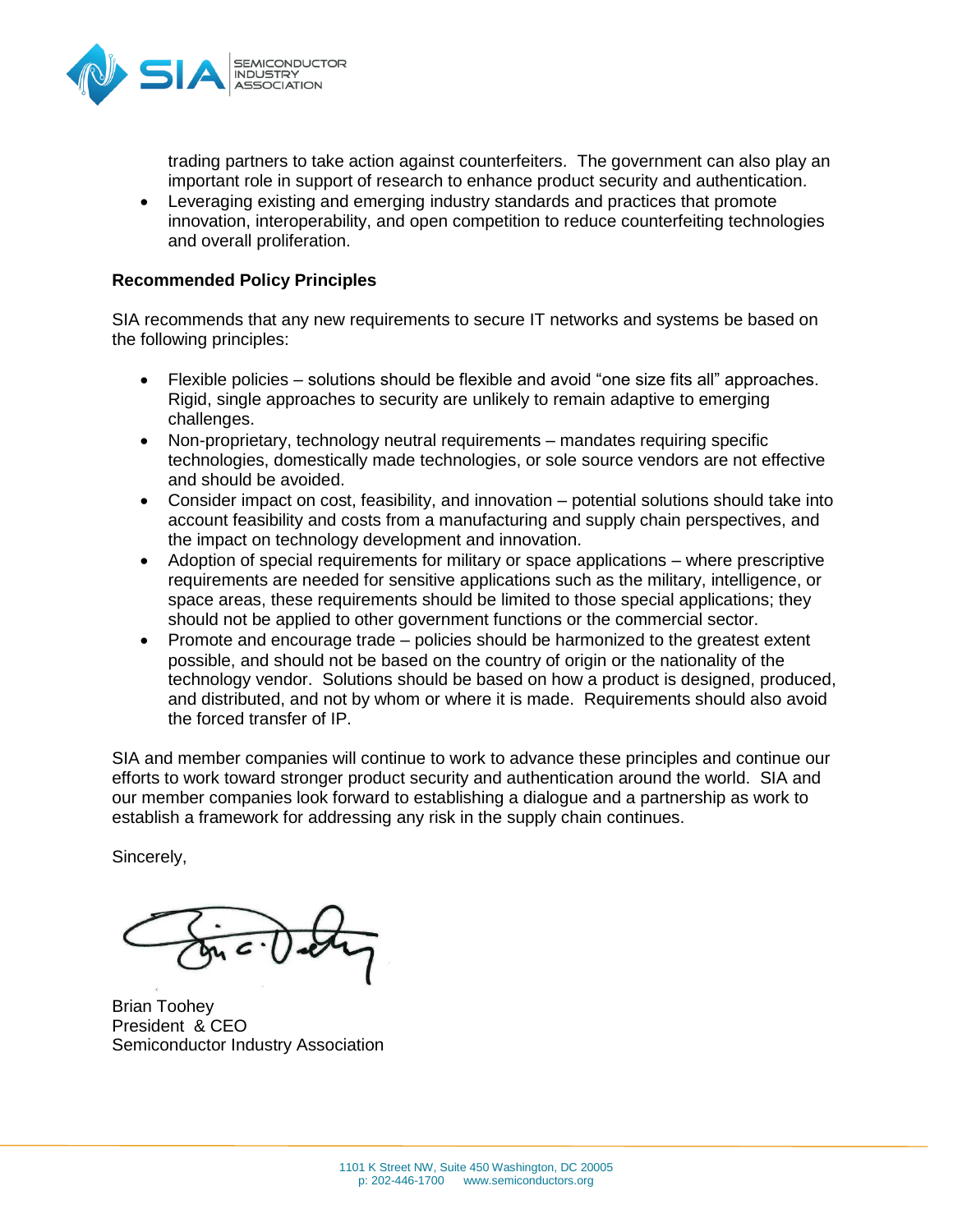trading partners to take action against counterfeiters. The government can also play an important role in support of research to enhance product security and authentication.

- Leveraging existing and emerging industry standards and practices that promote innovation, interoperability, and open competition to reduce counterfeiting technologies and overall proliferation.

**Recommended Policy Principles**

SIA recommends that any new requirements to secure IT networks and systems be based on the following principles:

- Flexible policies – solutions should be flexible and avoid "one size fits all" approaches. Rigid, single approaches to security are unlikely to remain adaptive to emerging challenges.
- Non-proprietary, technology neutral requirements – mandates requiring specific technologies, domestically made technologies, or sole source vendors are not effective and should be avoided.
- Consider impact on cost, feasibility, and innovation – potential solutions should take into account feasibility and costs from a manufacturing and supply chain perspectives, and the impact on technology development and innovation.
- Adoption of special requirements for military or space applications – where prescriptive requirements are needed for sensitive applications such as the military, intelligence, or space areas, these requirements should be limited to those special applications; they should not be applied to other government functions or the commercial sector.
- Promote and encourage trade – policies should be harmonized to the greatest extent possible, and should not be based on the country of origin or the nationality of the technology vendor. Solutions should be based on how a product is designed, produced, and distributed, and not by whom or where it is made. Requirements should also avoid the forced transfer of IP.

SIA and member companies will continue to work to advance these principles and continue our efforts to work toward stronger product security and authentication around the world. SIA and our member companies look forward to establishing a dialogue and a partnership as work to establish a framework for addressing any risk in the supply chain continues.

Sincerely,

Brian Toohey
President & CEO
Semiconductor Industry Association